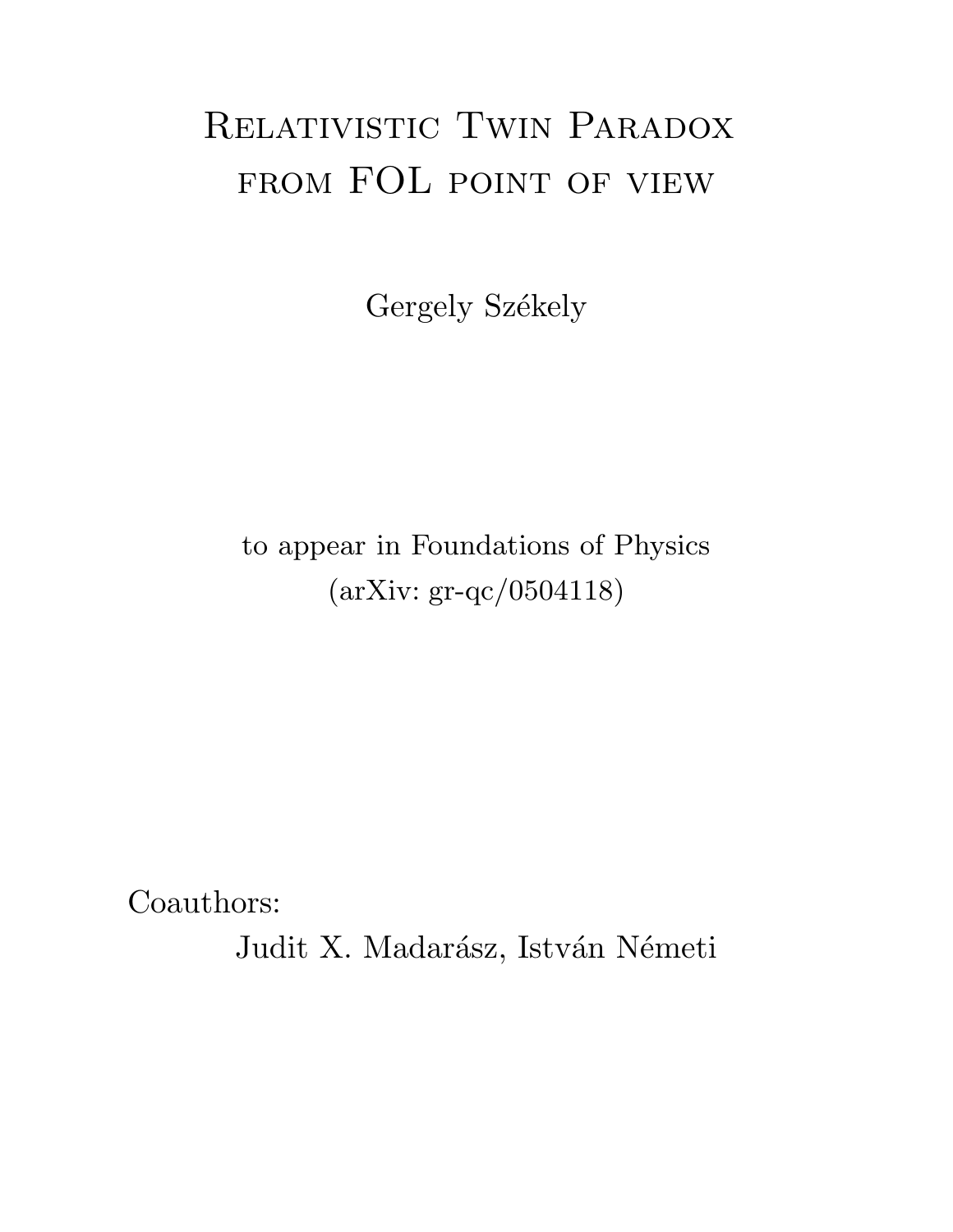# Relativistic Twin Paradox from FOL point of view

Gergely Székely

to appear in Foundations of Physics
(arXiv: gr-qc/0504118)

Coauthors:
Judit X. Madarász, István Németi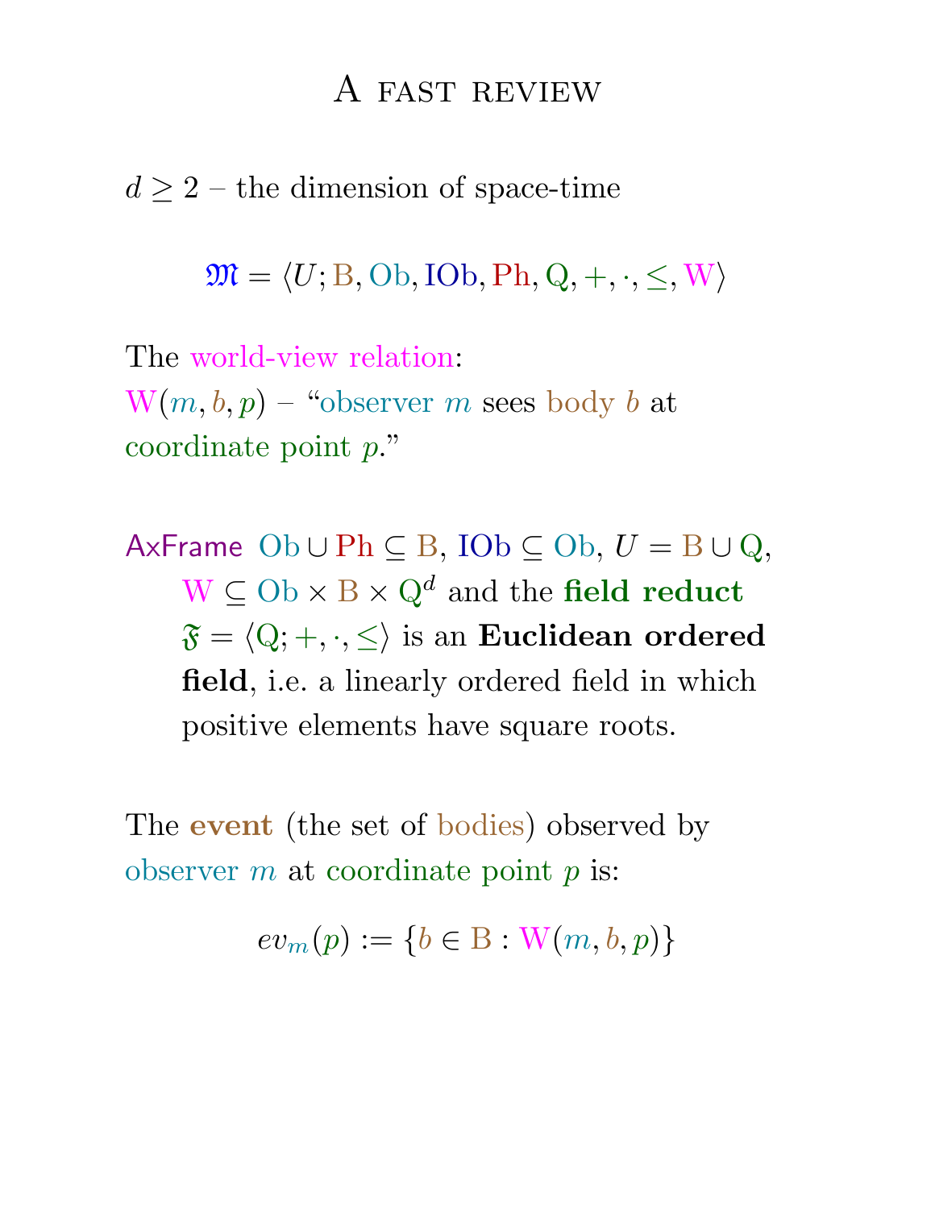# A fast review

$d \geq 2$ – the dimension of space-time

$$\mathfrak{M} = \langle U; \mathrm{B}, \mathrm{Ob}, \mathrm{IOb}, \mathrm{Ph}, \mathrm{Q}, +, \cdot, \leq, \mathrm{W} \rangle$$

The world-view relation:
$\mathrm{W}(m, b, p)$ – "observer $m$ sees body $b$ at coordinate point $p$."

AxFrame $\mathrm{Ob} \cup \mathrm{Ph} \subseteq \mathrm{B}$, $\mathrm{IOb} \subseteq \mathrm{Ob}$, $U = \mathrm{B} \cup \mathrm{Q}$, $\mathrm{W} \subseteq \mathrm{Ob} \times \mathrm{B} \times \mathrm{Q}^d$ and the **field reduct** $\mathfrak{F} = \langle \mathrm{Q}; +, \cdot, \leq \rangle$ is an **Euclidean ordered field**, i.e. a linearly ordered field in which positive elements have square roots.

The **event** (the set of bodies) observed by observer $m$ at coordinate point $p$ is:

$$ev_m(p) := \{b \in \mathrm{B} : \mathrm{W}(m, b, p)\}$$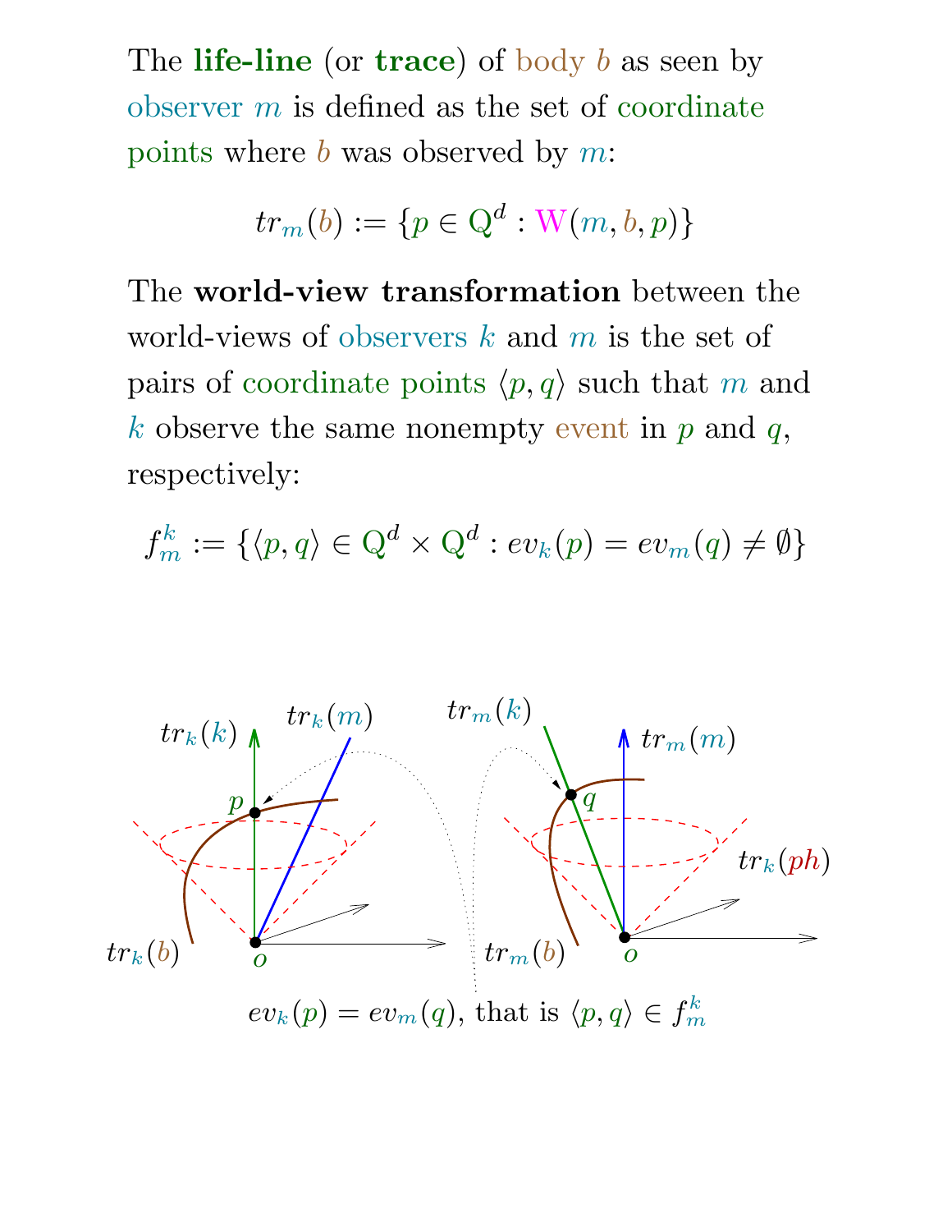The **life-line** (or **trace**) of body $b$ as seen by observer $m$ is defined as the set of coordinate points where $b$ was observed by $m$:

$$tr_m(b) := \{p \in \mathrm{Q}^d : \mathrm{W}(m, b, p)\}$$

The **world-view transformation** between the world-views of observers $k$ and $m$ is the set of pairs of coordinate points $\langle p, q\rangle$ such that $m$ and $k$ observe the same nonempty event in $p$ and $q$, respectively:

$$f_m^k := \{\langle p, q\rangle \in \mathrm{Q}^d \times \mathrm{Q}^d : ev_k(p) = ev_m(q) \neq \emptyset\}$$

$ev_k(p) = ev_m(q)$, that is $\langle p, q\rangle \in f_m^k$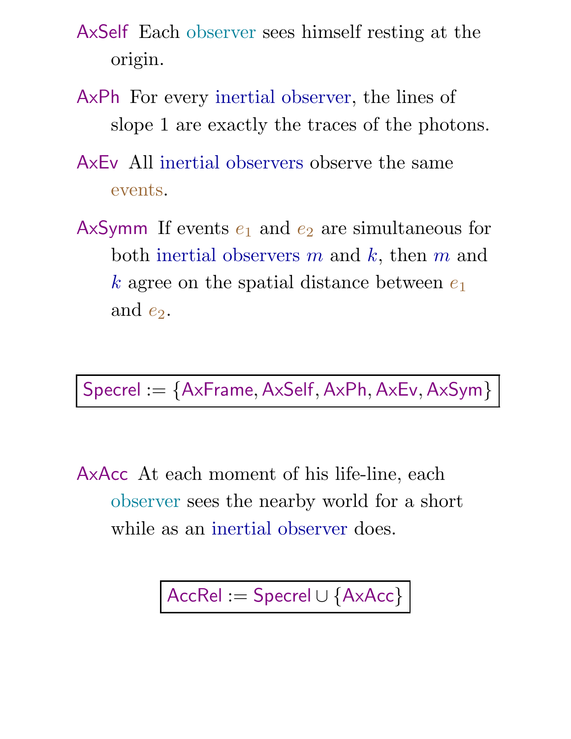**AxSelf** Each observer sees himself resting at the origin.

**AxPh** For every inertial observer, the lines of slope 1 are exactly the traces of the photons.

**AxEv** All inertial observers observe the same events.

**AxSymm** If events $e_1$ and $e_2$ are simultaneous for both inertial observers $m$ and $k$, then $m$ and $k$ agree on the spatial distance between $e_1$ and $e_2$.

$$\boxed{\mathsf{Specrel} := \{\mathsf{AxFrame}, \mathsf{AxSelf}, \mathsf{AxPh}, \mathsf{AxEv}, \mathsf{AxSym}\}}$$

**AxAcc** At each moment of his life-line, each observer sees the nearby world for a short while as an inertial observer does.

$$\boxed{\mathsf{AccRel} := \mathsf{Specrel} \cup \{\mathsf{AxAcc}\}}$$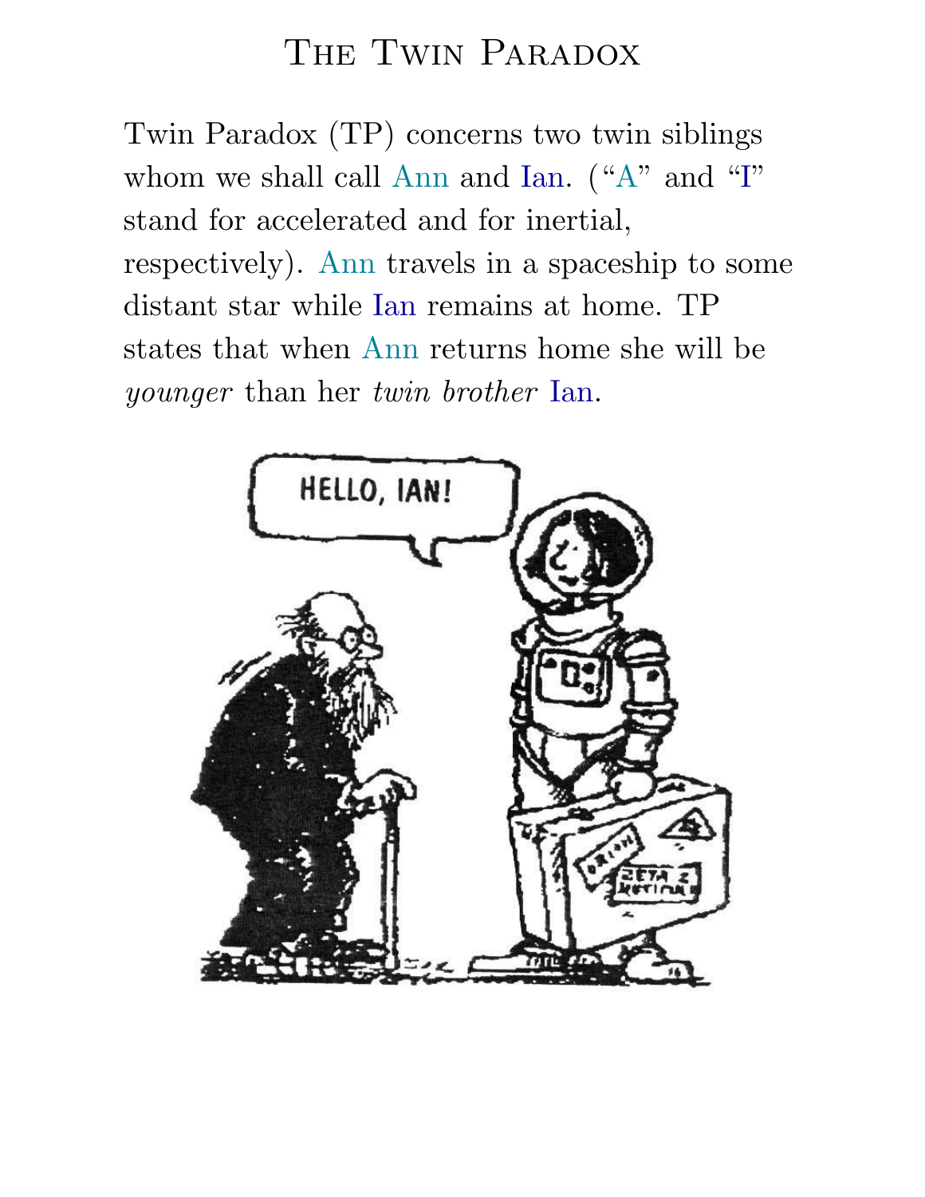# The Twin Paradox

Twin Paradox (TP) concerns two twin siblings whom we shall call Ann and Ian. ("A" and "I" stand for accelerated and for inertial, respectively). Ann travels in a spaceship to some distant star while Ian remains at home. TP states that when Ann returns home she will be *younger* than her *twin brother* Ian.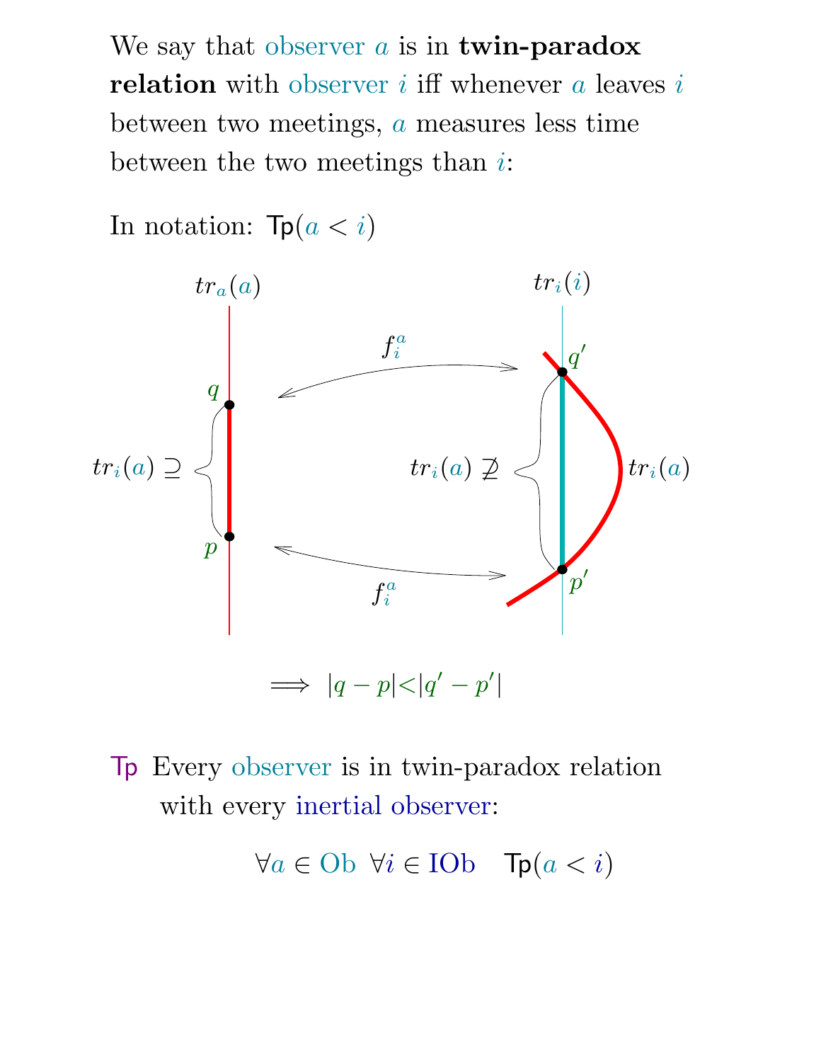We say that observer $a$ is in **twin-paradox relation** with observer $i$ iff whenever $a$ leaves $i$ between two meetings, $a$ measures less time between the two meetings than $i$:

In notation: $\mathsf{Tp}(a < i)$

$$\Longrightarrow \; |q-p| < |q'-p'|$$

$\mathsf{Tp}$ Every observer is in twin-paradox relation with every inertial observer:

$$\forall a \in \mathrm{Ob} \;\; \forall i \in \mathrm{IOb} \quad \mathsf{Tp}(a < i)$$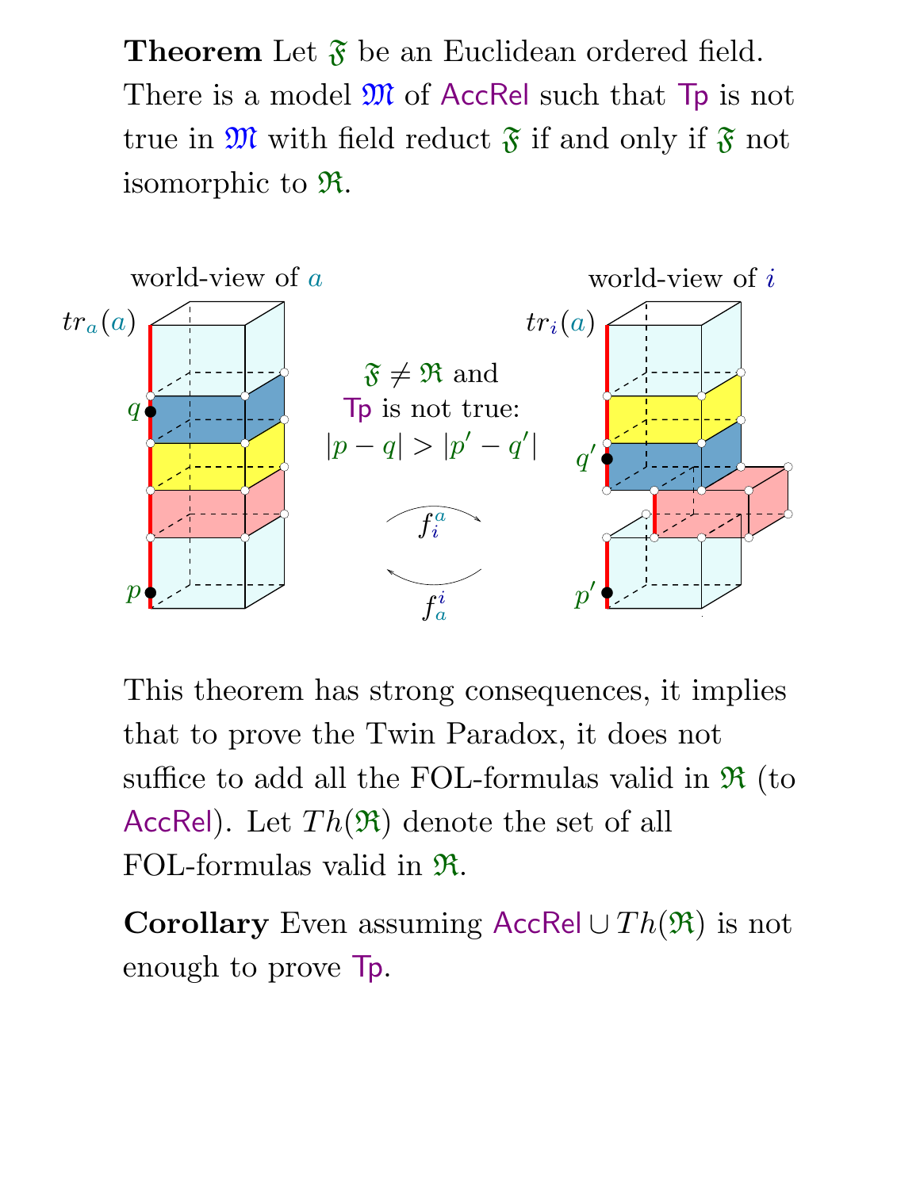**Theorem** Let $\mathfrak{F}$ be an Euclidean ordered field. There is a model $\mathfrak{M}$ of AccRel such that Tp is not true in $\mathfrak{M}$ with field reduct $\mathfrak{F}$ if and only if $\mathfrak{F}$ not isomorphic to $\mathfrak{R}$.

This theorem has strong consequences, it implies that to prove the Twin Paradox, it does not suffice to add all the FOL-formulas valid in $\mathfrak{R}$ (to AccRel). Let $Th(\mathfrak{R})$ denote the set of all FOL-formulas valid in $\mathfrak{R}$.

**Corollary** Even assuming AccRel $\cup\, Th(\mathfrak{R})$ is not enough to prove Tp.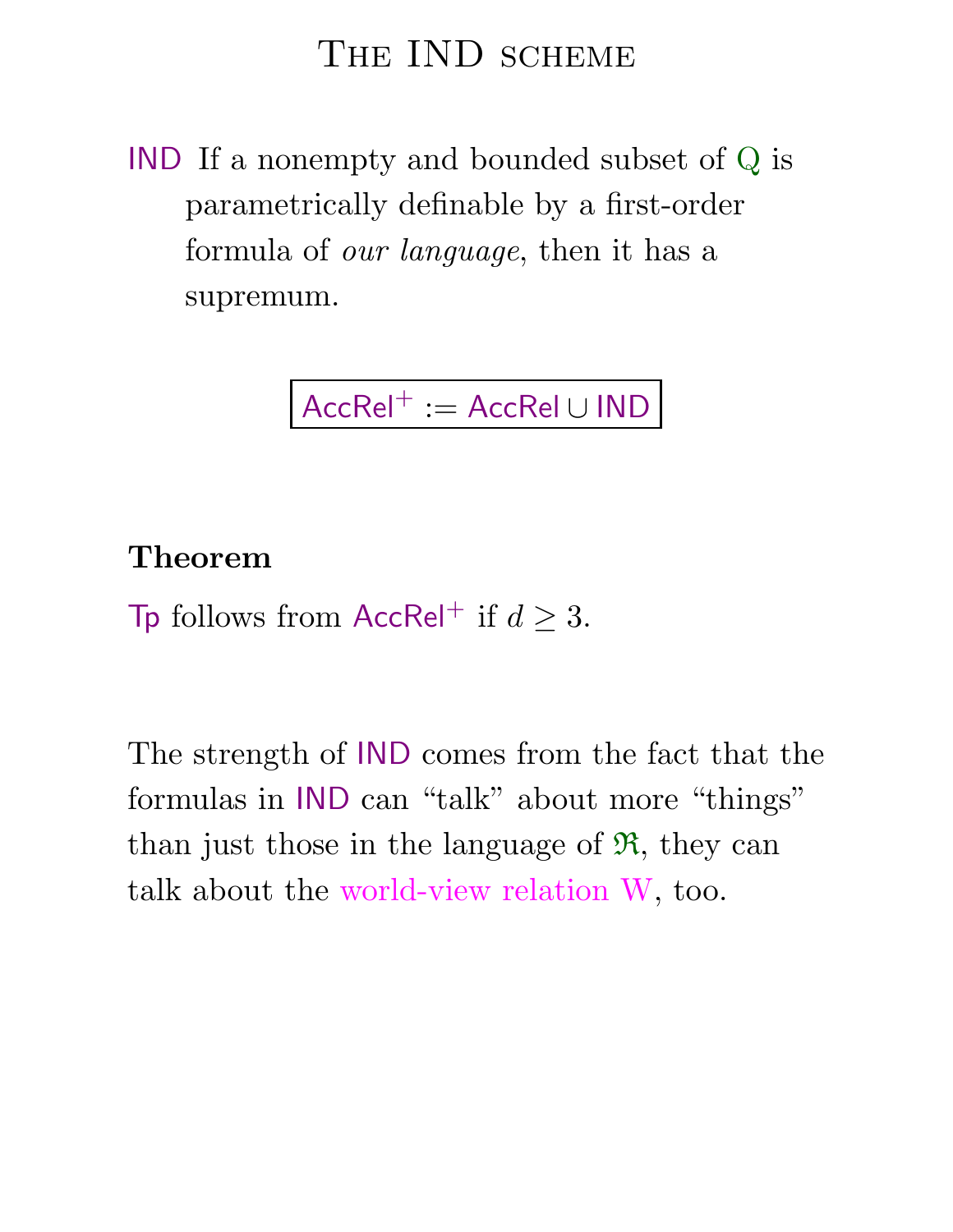# The IND scheme

IND If a nonempty and bounded subset of Q is parametrically definable by a first-order formula of *our language*, then it has a supremum.

$$\boxed{\mathsf{AccRel}^+ := \mathsf{AccRel} \cup \mathsf{IND}}$$

**Theorem**

Tp follows from $\mathsf{AccRel}^+$ if $d \geq 3$.

The strength of IND comes from the fact that the formulas in IND can "talk" about more "things" than just those in the language of $\mathfrak{R}$, they can talk about the world-view relation W, too.